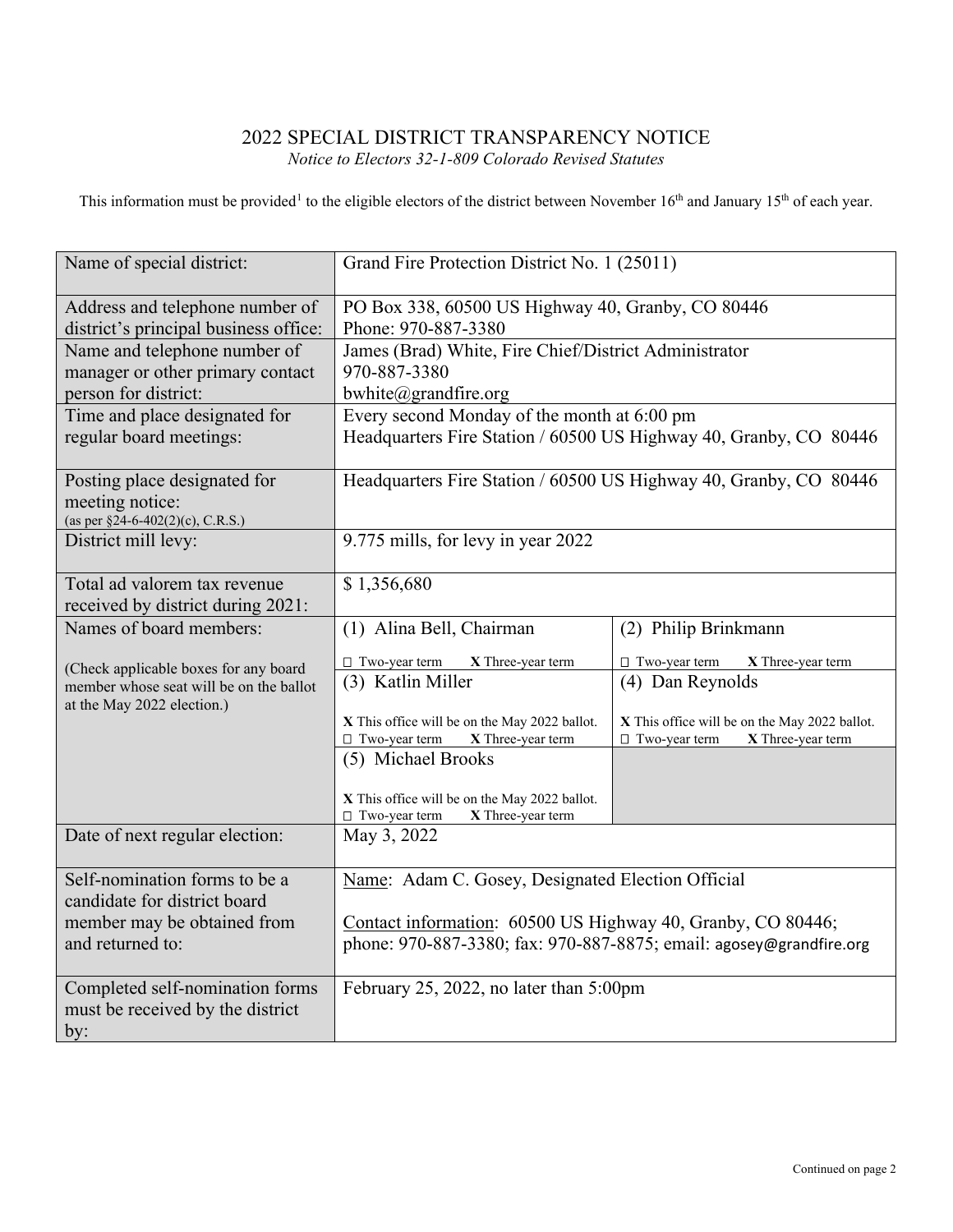# 2022 SPECIAL DISTRICT TRANSPARENCY NOTICE

*Notice to Electors 32-1-809 Colorado Revised Statutes*

This information must be provided[1] to the eligible electors of the district between November 16th and January 15th of each year.

| | | |
|---|---|---|
| Name of special district: | Grand Fire Protection District No. 1 (25011) | |
| Address and telephone number of district's principal business office: | PO Box 338, 60500 US Highway 40, Granby, CO 80446<br>Phone: 970-887-3380 | |
| Name and telephone number of manager or other primary contact person for district: | James (Brad) White, Fire Chief/District Administrator<br>970-887-3380<br>bwhite@grandfire.org | |
| Time and place designated for regular board meetings: | Every second Monday of the month at 6:00 pm<br>Headquarters Fire Station / 60500 US Highway 40, Granby, CO 80446 | |
| Posting place designated for meeting notice:<br>(as per §24-6-402(2)(c), C.R.S.) | Headquarters Fire Station / 60500 US Highway 40, Granby, CO 80446 | |
| District mill levy: | 9.775 mills, for levy in year 2022 | |
| Total ad valorem tax revenue received by district during 2021: | $ 1,356,680 | |
| Names of board members:<br><br>(Check applicable boxes for any board member whose seat will be on the ballot at the May 2022 election.) | (1) Alina Bell, Chairman<br>□ Two-year term **X** Three-year term | (2) Philip Brinkmann<br>□ Two-year term **X** Three-year term |
| | (3) Katlin Miller<br>**X** This office will be on the May 2022 ballot.<br>□ Two-year term **X** Three-year term | (4) Dan Reynolds<br>**X** This office will be on the May 2022 ballot.<br>□ Two-year term **X** Three-year term |
| | (5) Michael Brooks<br>**X** This office will be on the May 2022 ballot.<br>□ Two-year term **X** Three-year term | |
| Date of next regular election: | May 3, 2022 | |
| Self-nomination forms to be a candidate for district board member may be obtained from and returned to: | Name: Adam C. Gosey, Designated Election Official<br><br>Contact information: 60500 US Highway 40, Granby, CO 80446; phone: 970-887-3380; fax: 970-887-8875; email: agosey@grandfire.org | |
| Completed self-nomination forms must be received by the district by: | February 25, 2022, no later than 5:00pm | |

Continued on page 2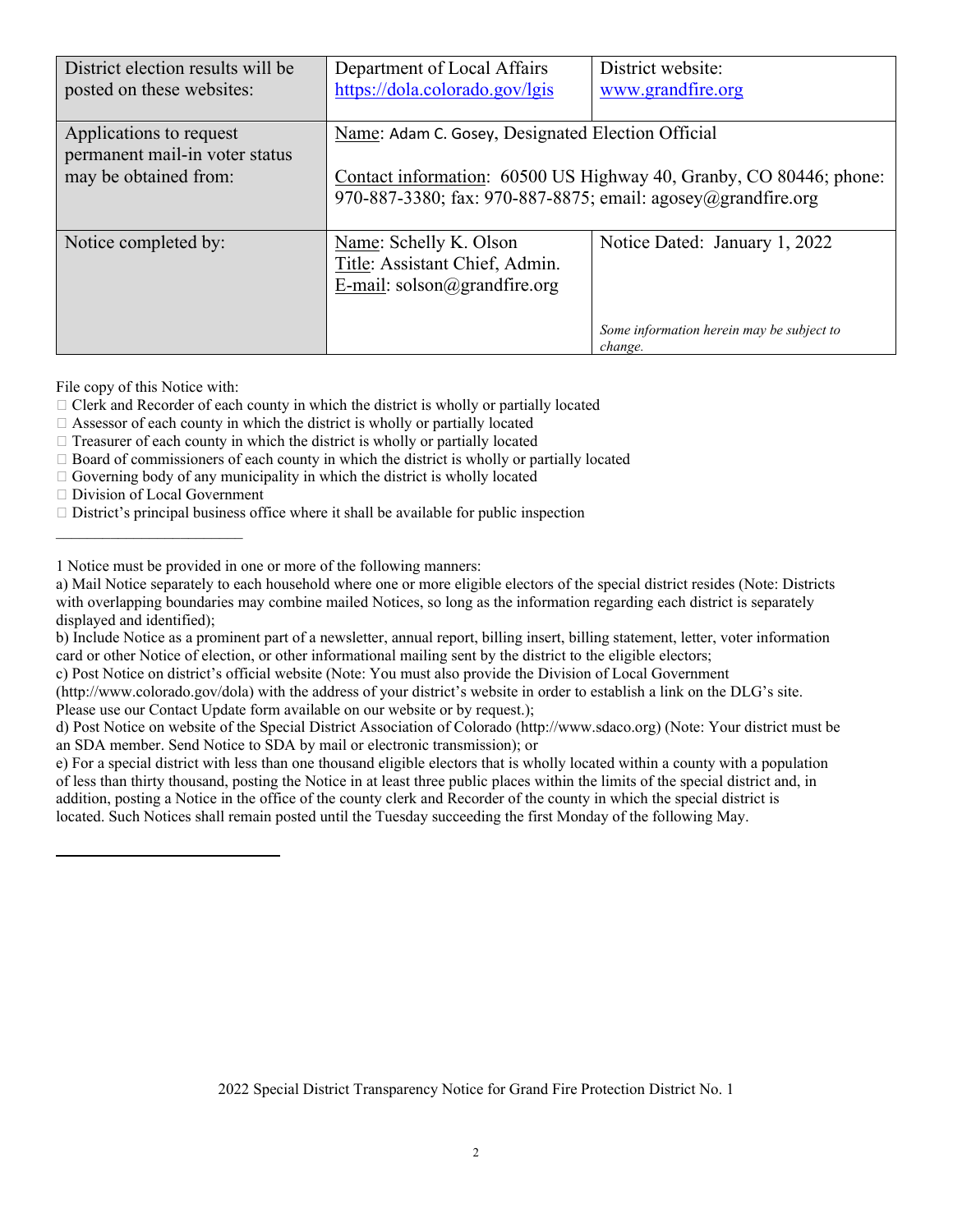| | | |
|---|---|---|
| District election results will be posted on these websites: | Department of Local Affairs https://dola.colorado.gov/lgis | District website: www.grandfire.org |
| Applications to request permanent mail-in voter status may be obtained from: | Name: Adam C. Gosey, Designated Election Official<br><br>Contact information: 60500 US Highway 40, Granby, CO 80446; phone: 970-887-3380; fax: 970-887-8875; email: agosey@grandfire.org | |
| Notice completed by: | Name: Schelly K. Olson<br>Title: Assistant Chief, Admin.<br>E-mail: solson@grandfire.org | Notice Dated: January 1, 2022<br><br>*Some information herein may be subject to change.* |

File copy of this Notice with:

- ☐ Clerk and Recorder of each county in which the district is wholly or partially located
- ☐ Assessor of each county in which the district is wholly or partially located
- ☐ Treasurer of each county in which the district is wholly or partially located
- ☐ Board of commissioners of each county in which the district is wholly or partially located
- ☐ Governing body of any municipality in which the district is wholly located
- ☐ Division of Local Government
- ☐ District's principal business office where it shall be available for public inspection

---

1 Notice must be provided in one or more of the following manners:

a) Mail Notice separately to each household where one or more eligible electors of the special district resides (Note: Districts with overlapping boundaries may combine mailed Notices, so long as the information regarding each district is separately displayed and identified);

b) Include Notice as a prominent part of a newsletter, annual report, billing insert, billing statement, letter, voter information card or other Notice of election, or other informational mailing sent by the district to the eligible electors;

c) Post Notice on district's official website (Note: You must also provide the Division of Local Government (http://www.colorado.gov/dola) with the address of your district's website in order to establish a link on the DLG's site. Please use our Contact Update form available on our website or by request.);

d) Post Notice on website of the Special District Association of Colorado (http://www.sdaco.org) (Note: Your district must be an SDA member. Send Notice to SDA by mail or electronic transmission); or

e) For a special district with less than one thousand eligible electors that is wholly located within a county with a population of less than thirty thousand, posting the Notice in at least three public places within the limits of the special district and, in addition, posting a Notice in the office of the county clerk and Recorder of the county in which the special district is located. Such Notices shall remain posted until the Tuesday succeeding the first Monday of the following May.

2022 Special District Transparency Notice for Grand Fire Protection District No. 1